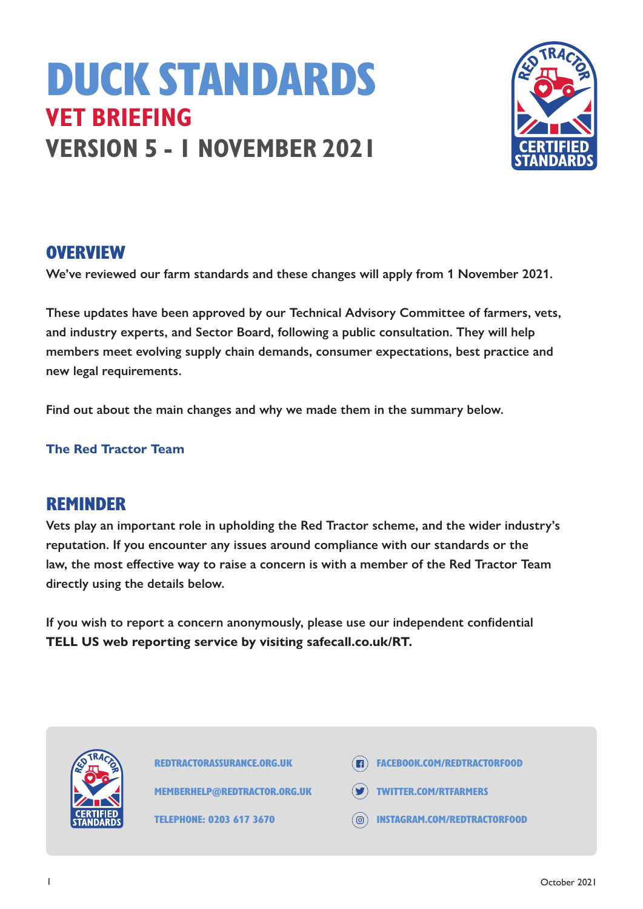# DUCK STANDARDS

## VET BRIEFING

## VERSION 5 - 1 NOVEMBER 2021

## OVERVIEW

**We've reviewed our farm standards and these changes will apply from 1 November 2021.**

**These updates have been approved by our Technical Advisory Committee of farmers, vets, and industry experts, and Sector Board, following a public consultation. They will help members meet evolving supply chain demands, consumer expectations, best practice and new legal requirements.**

**Find out about the main changes and why we made them in the summary below.**

**The Red Tractor Team**

## REMINDER

**Vets play an important role in upholding the Red Tractor scheme, and the wider industry's reputation. If you encounter any issues around compliance with our standards or the law, the most effective way to raise a concern is with a member of the Red Tractor Team directly using the details below.**

**If you wish to report a concern anonymously, please use our independent confidential TELL US web reporting service by visiting safecall.co.uk/RT.**

REDTRACTORASSURANCE.ORG.UK

MEMBERHELP@REDTRACTOR.ORG.UK

TELEPHONE: 0203 617 3670

FACEBOOK.COM/REDTRACTORFOOD

TWITTER.COM/RTFARMERS

INSTAGRAM.COM/REDTRACTORFOOD

October 2021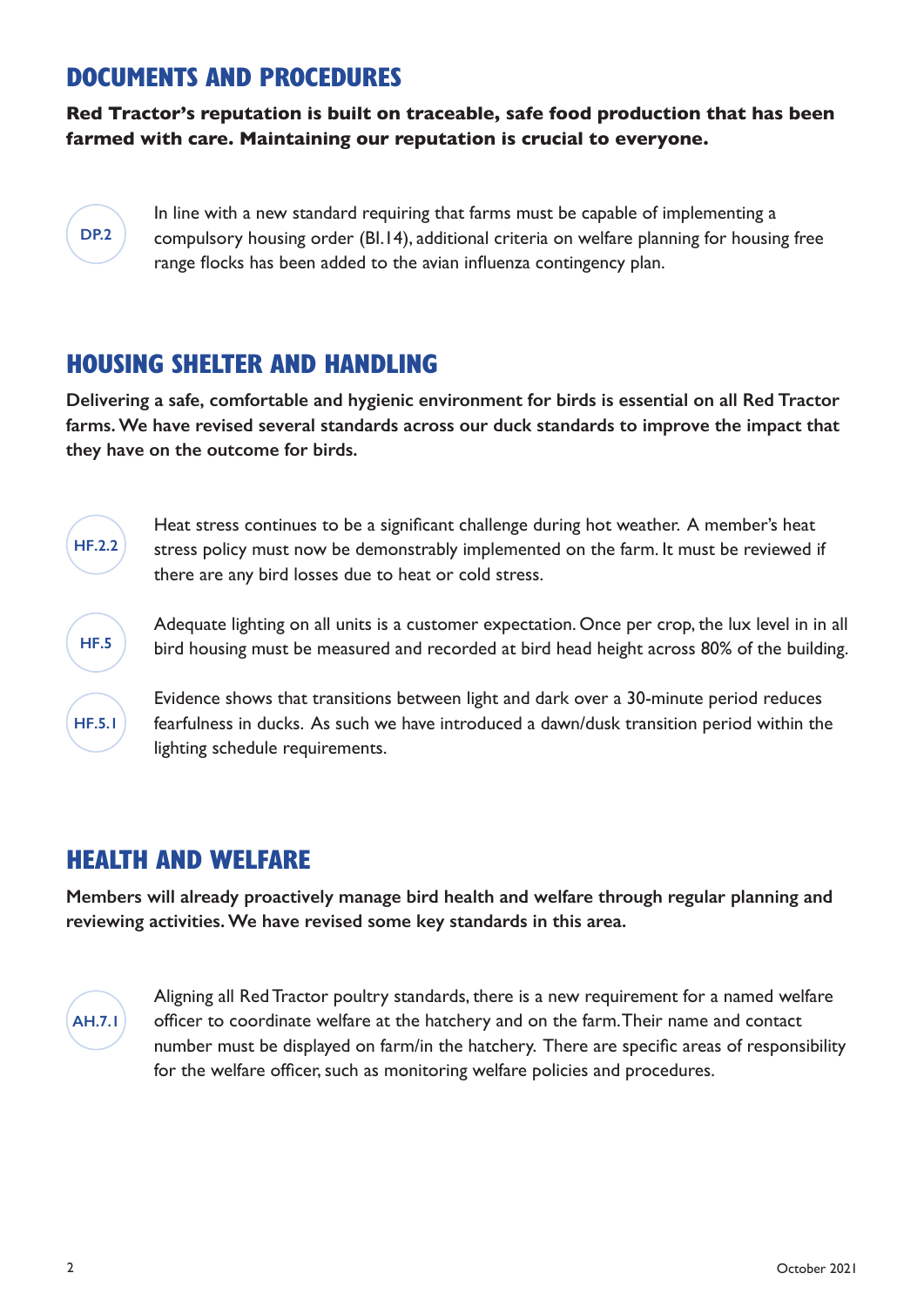## DOCUMENTS AND PROCEDURES

**Red Tractor's reputation is built on traceable, safe food production that has been farmed with care. Maintaining our reputation is crucial to everyone.**

**DP.2**

In line with a new standard requiring that farms must be capable of implementing a compulsory housing order (BI.14), additional criteria on welfare planning for housing free range flocks has been added to the avian influenza contingency plan.

## HOUSING SHELTER AND HANDLING

**Delivering a safe, comfortable and hygienic environment for birds is essential on all Red Tractor farms. We have revised several standards across our duck standards to improve the impact that they have on the outcome for birds.**

**HF.2.2**

Heat stress continues to be a significant challenge during hot weather. A member's heat stress policy must now be demonstrably implemented on the farm. It must be reviewed if there are any bird losses due to heat or cold stress.

**HF.5**

Adequate lighting on all units is a customer expectation. Once per crop, the lux level in in all bird housing must be measured and recorded at bird head height across 80% of the building.

**HF.5.1**

Evidence shows that transitions between light and dark over a 30-minute period reduces fearfulness in ducks. As such we have introduced a dawn/dusk transition period within the lighting schedule requirements.

## HEALTH AND WELFARE

**Members will already proactively manage bird health and welfare through regular planning and reviewing activities. We have revised some key standards in this area.**

**AH.7.1**

Aligning all Red Tractor poultry standards, there is a new requirement for a named welfare officer to coordinate welfare at the hatchery and on the farm. Their name and contact number must be displayed on farm/in the hatchery. There are specific areas of responsibility for the welfare officer, such as monitoring welfare policies and procedures.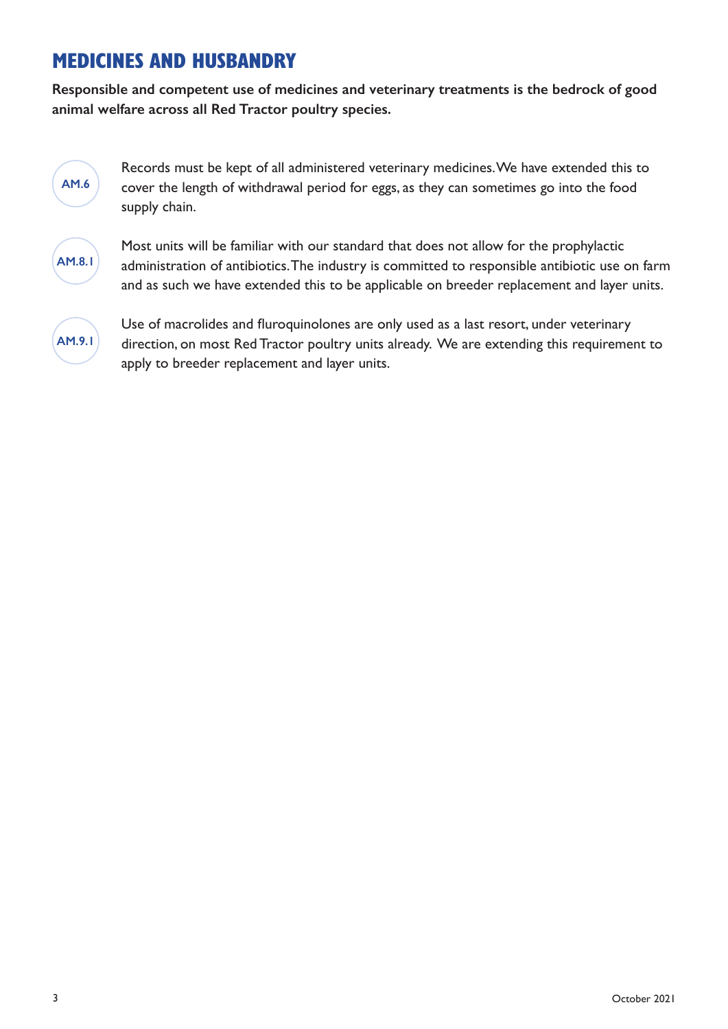## MEDICINES AND HUSBANDRY

**Responsible and competent use of medicines and veterinary treatments is the bedrock of good animal welfare across all Red Tractor poultry species.**

**AM.6**

Records must be kept of all administered veterinary medicines. We have extended this to cover the length of withdrawal period for eggs, as they can sometimes go into the food supply chain.

**AM.8.1**

Most units will be familiar with our standard that does not allow for the prophylactic administration of antibiotics. The industry is committed to responsible antibiotic use on farm and as such we have extended this to be applicable on breeder replacement and layer units.

**AM.9.1**

Use of macrolides and fluroquinolones are only used as a last resort, under veterinary direction, on most Red Tractor poultry units already. We are extending this requirement to apply to breeder replacement and layer units.